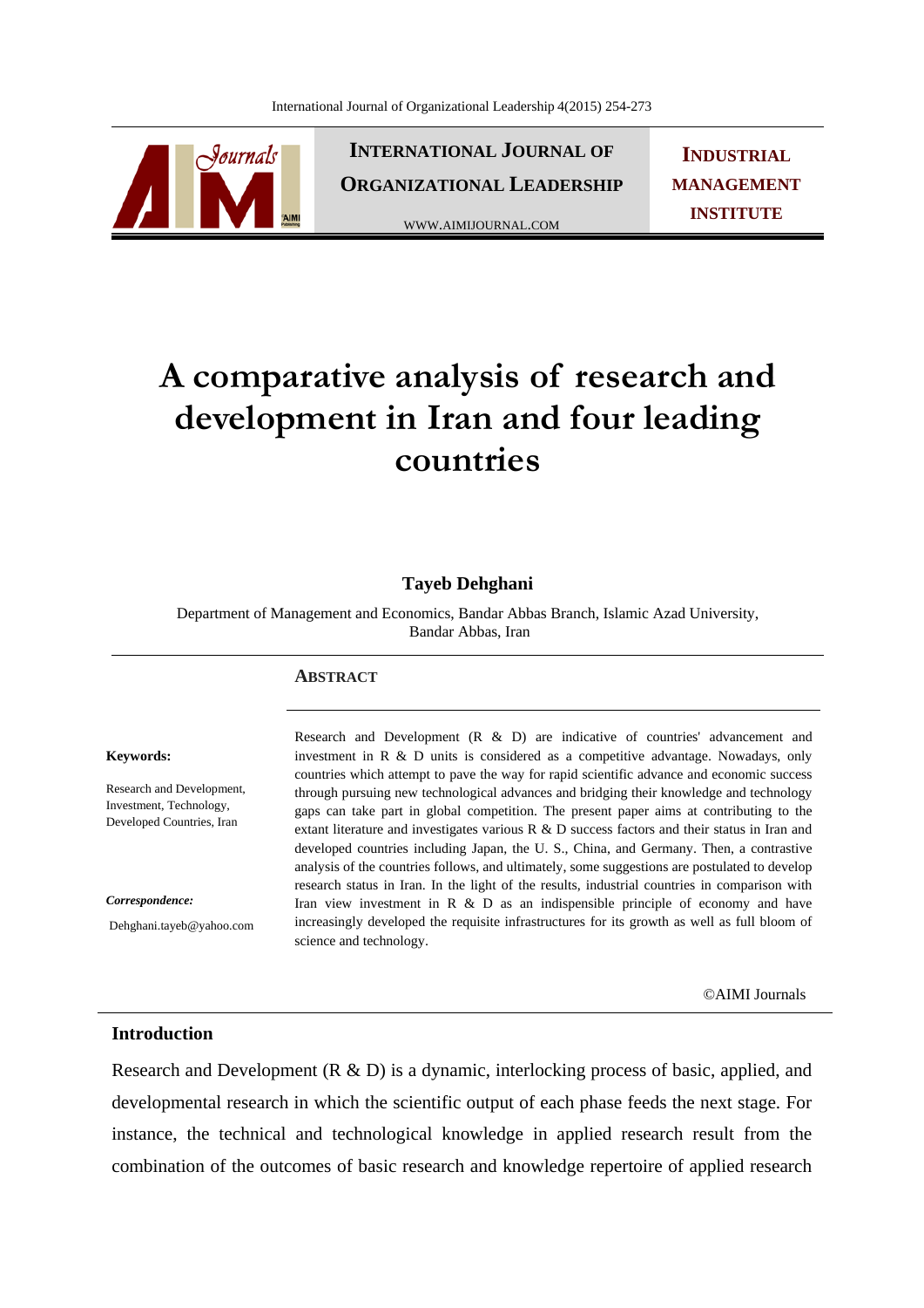# A comparative analysis of research and development in Iran and four leading countries

**Tayeb Dehghani**

Department of Management and Economics, Bandar Abbas Branch, Islamic Azad University, Bandar Abbas, Iran

## ABSTRACT

Research and Development (R & D) are indicative of countries' advancement and investment in R & D units is considered as a competitive advantage. Nowadays, only countries which attempt to pave the way for rapid scientific advance and economic success through pursuing new technological advances and bridging their knowledge and technology gaps can take part in global competition. The present paper aims at contributing to the extant literature and investigates various R & D success factors and their status in Iran and developed countries including Japan, the U. S., China, and Germany. Then, a contrastive analysis of the countries follows, and ultimately, some suggestions are postulated to develop research status in Iran. In the light of the results, industrial countries in comparison with Iran view investment in R & D as an indispensible principle of economy and have increasingly developed the requisite infrastructures for its growth as well as full bloom of science and technology.

**Keywords:**

Research and Development, Investment, Technology, Developed Countries, Iran

***Correspondence:***

Dehghani.tayeb@yahoo.com

©AIMI Journals

## Introduction

Research and Development (R & D) is a dynamic, interlocking process of basic, applied, and developmental research in which the scientific output of each phase feeds the next stage. For instance, the technical and technological knowledge in applied research result from the combination of the outcomes of basic research and knowledge repertoire of applied research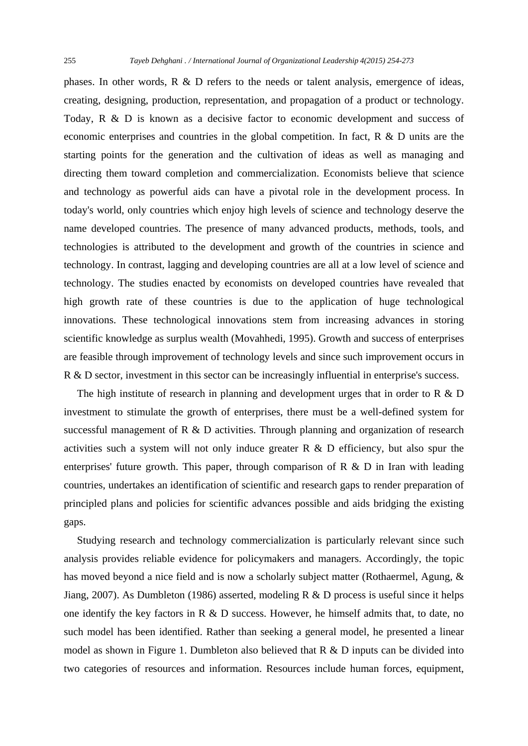phases. In other words, R & D refers to the needs or talent analysis, emergence of ideas, creating, designing, production, representation, and propagation of a product or technology. Today, R & D is known as a decisive factor to economic development and success of economic enterprises and countries in the global competition. In fact, R & D units are the starting points for the generation and the cultivation of ideas as well as managing and directing them toward completion and commercialization. Economists believe that science and technology as powerful aids can have a pivotal role in the development process. In today's world, only countries which enjoy high levels of science and technology deserve the name developed countries. The presence of many advanced products, methods, tools, and technologies is attributed to the development and growth of the countries in science and technology. In contrast, lagging and developing countries are all at a low level of science and technology. The studies enacted by economists on developed countries have revealed that high growth rate of these countries is due to the application of huge technological innovations. These technological innovations stem from increasing advances in storing scientific knowledge as surplus wealth (Movahhedi, 1995). Growth and success of enterprises are feasible through improvement of technology levels and since such improvement occurs in R & D sector, investment in this sector can be increasingly influential in enterprise's success.

The high institute of research in planning and development urges that in order to R & D investment to stimulate the growth of enterprises, there must be a well-defined system for successful management of R & D activities. Through planning and organization of research activities such a system will not only induce greater R & D efficiency, but also spur the enterprises' future growth. This paper, through comparison of R & D in Iran with leading countries, undertakes an identification of scientific and research gaps to render preparation of principled plans and policies for scientific advances possible and aids bridging the existing gaps.

Studying research and technology commercialization is particularly relevant since such analysis provides reliable evidence for policymakers and managers. Accordingly, the topic has moved beyond a nice field and is now a scholarly subject matter (Rothaermel, Agung, & Jiang, 2007). As Dumbleton (1986) asserted, modeling R & D process is useful since it helps one identify the key factors in R & D success. However, he himself admits that, to date, no such model has been identified. Rather than seeking a general model, he presented a linear model as shown in Figure 1. Dumbleton also believed that R & D inputs can be divided into two categories of resources and information. Resources include human forces, equipment,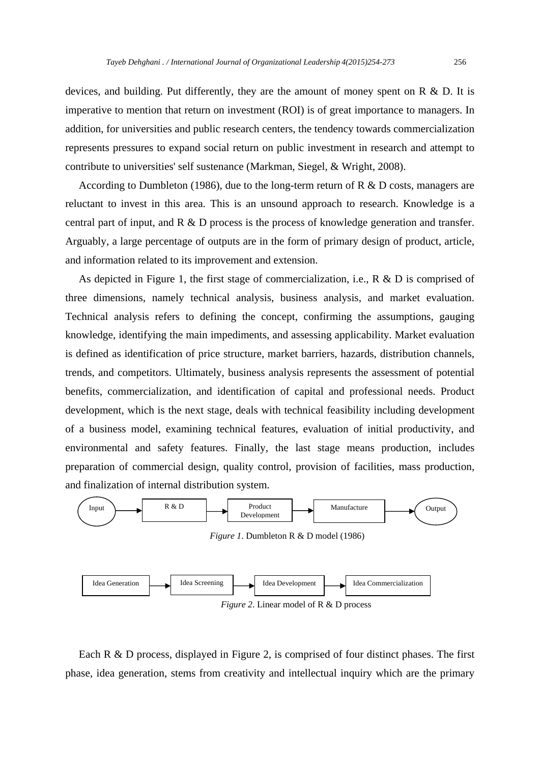devices, and building. Put differently, they are the amount of money spent on R & D. It is imperative to mention that return on investment (ROI) is of great importance to managers. In addition, for universities and public research centers, the tendency towards commercialization represents pressures to expand social return on public investment in research and attempt to contribute to universities' self sustenance (Markman, Siegel, & Wright, 2008).

According to Dumbleton (1986), due to the long-term return of R & D costs, managers are reluctant to invest in this area. This is an unsound approach to research. Knowledge is a central part of input, and R & D process is the process of knowledge generation and transfer. Arguably, a large percentage of outputs are in the form of primary design of product, article, and information related to its improvement and extension.

As depicted in Figure 1, the first stage of commercialization, i.e., R & D is comprised of three dimensions, namely technical analysis, business analysis, and market evaluation. Technical analysis refers to defining the concept, confirming the assumptions, gauging knowledge, identifying the main impediments, and assessing applicability. Market evaluation is defined as identification of price structure, market barriers, hazards, distribution channels, trends, and competitors. Ultimately, business analysis represents the assessment of potential benefits, commercialization, and identification of capital and professional needs. Product development, which is the next stage, deals with technical feasibility including development of a business model, examining technical features, evaluation of initial productivity, and environmental and safety features. Finally, the last stage means production, includes preparation of commercial design, quality control, provision of facilities, mass production, and finalization of internal distribution system.

Input → R & D → Product Development → Manufacture → Output

*Figure 1*. Dumbleton R & D model (1986)

Idea Generation → Idea Screening → Idea Development → Idea Commercialization

*Figure 2*. Linear model of R & D process

Each R & D process, displayed in Figure 2, is comprised of four distinct phases. The first phase, idea generation, stems from creativity and intellectual inquiry which are the primary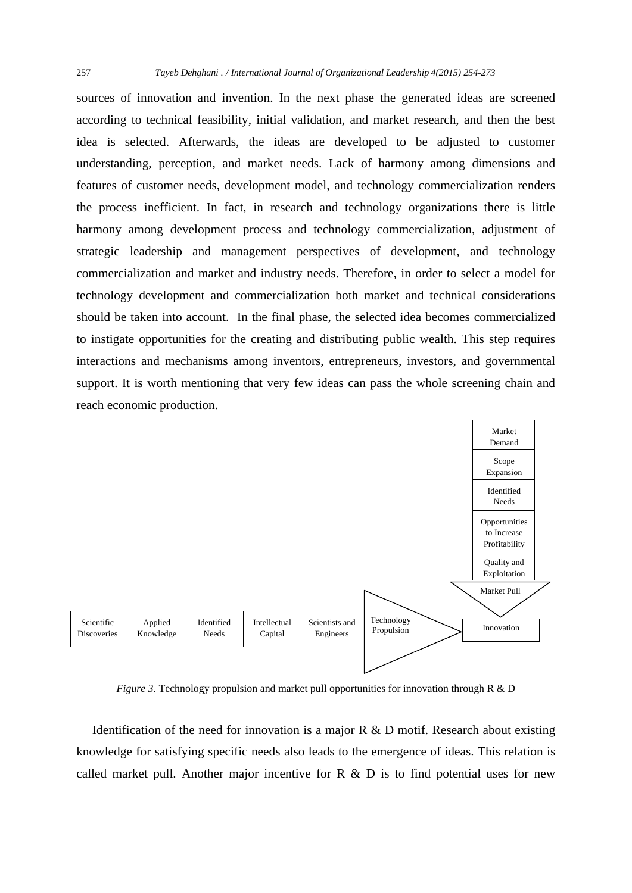sources of innovation and invention. In the next phase the generated ideas are screened according to technical feasibility, initial validation, and market research, and then the best idea is selected. Afterwards, the ideas are developed to be adjusted to customer understanding, perception, and market needs. Lack of harmony among dimensions and features of customer needs, development model, and technology commercialization renders the process inefficient. In fact, in research and technology organizations there is little harmony among development process and technology commercialization, adjustment of strategic leadership and management perspectives of development, and technology commercialization and market and industry needs. Therefore, in order to select a model for technology development and commercialization both market and technical considerations should be taken into account. In the final phase, the selected idea becomes commercialized to instigate opportunities for the creating and distributing public wealth. This step requires interactions and mechanisms among inventors, entrepreneurs, investors, and governmental support. It is worth mentioning that very few ideas can pass the whole screening chain and reach economic production.

Market Demand | Scope Expansion | Identified Needs | Opportunities to Increase Profitability | Quality and Exploitation → Market Pull

Scientific Discoveries | Applied Knowledge | Identified Needs | Intellectual Capital | Scientists and Engineers → Technology Propulsion

→ Innovation

*Figure 3*. Technology propulsion and market pull opportunities for innovation through R & D

Identification of the need for innovation is a major R & D motif. Research about existing knowledge for satisfying specific needs also leads to the emergence of ideas. This relation is called market pull. Another major incentive for R & D is to find potential uses for new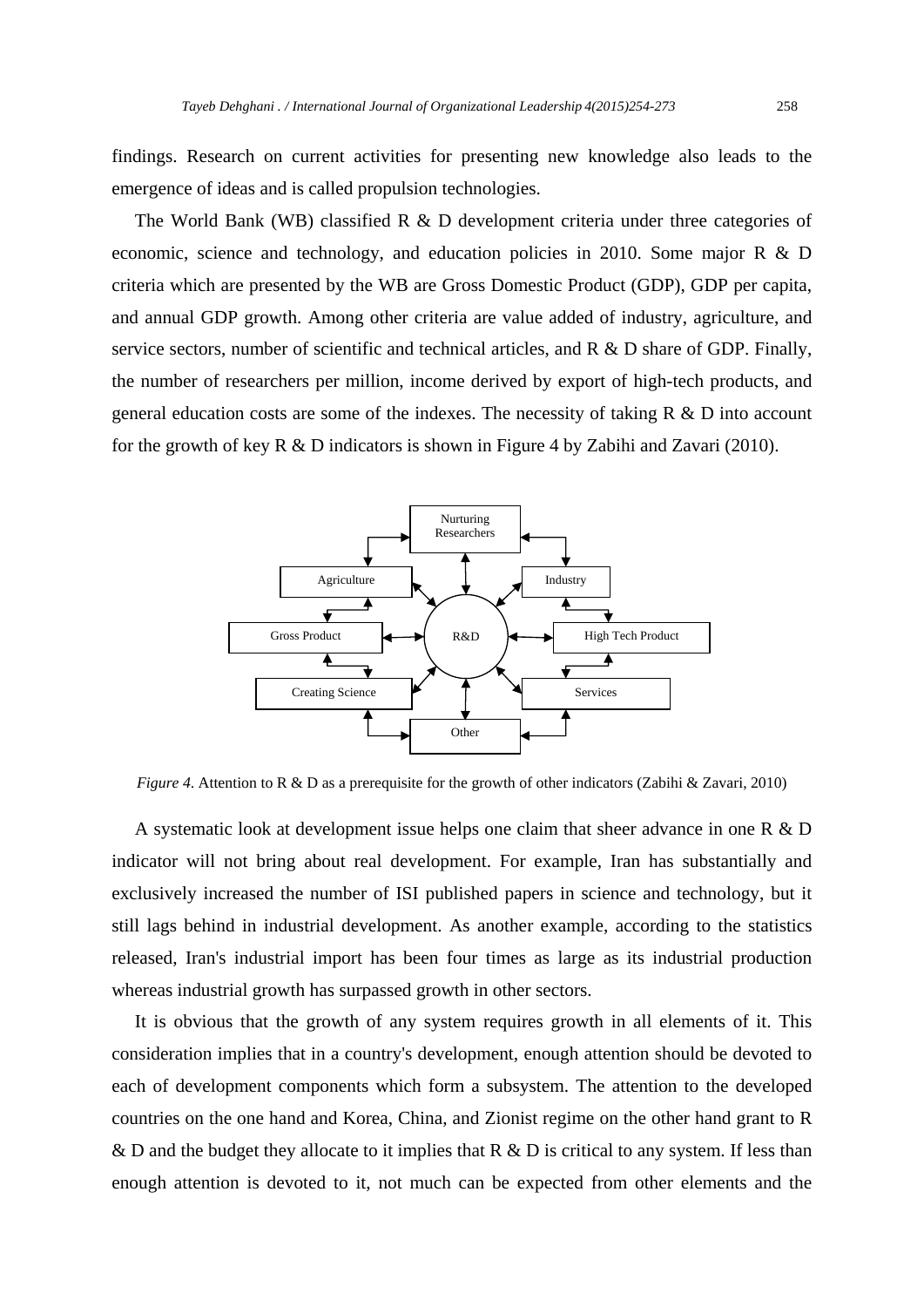findings. Research on current activities for presenting new knowledge also leads to the emergence of ideas and is called propulsion technologies.

The World Bank (WB) classified R & D development criteria under three categories of economic, science and technology, and education policies in 2010. Some major R & D criteria which are presented by the WB are Gross Domestic Product (GDP), GDP per capita, and annual GDP growth. Among other criteria are value added of industry, agriculture, and service sectors, number of scientific and technical articles, and R & D share of GDP. Finally, the number of researchers per million, income derived by export of high-tech products, and general education costs are some of the indexes. The necessity of taking R & D into account for the growth of key R & D indicators is shown in Figure 4 by Zabihi and Zavari (2010).

*Figure 4*. Attention to R & D as a prerequisite for the growth of other indicators (Zabihi & Zavari, 2010)

A systematic look at development issue helps one claim that sheer advance in one R & D indicator will not bring about real development. For example, Iran has substantially and exclusively increased the number of ISI published papers in science and technology, but it still lags behind in industrial development. As another example, according to the statistics released, Iran's industrial import has been four times as large as its industrial production whereas industrial growth has surpassed growth in other sectors.

It is obvious that the growth of any system requires growth in all elements of it. This consideration implies that in a country's development, enough attention should be devoted to each of development components which form a subsystem. The attention to the developed countries on the one hand and Korea, China, and Zionist regime on the other hand grant to R & D and the budget they allocate to it implies that R & D is critical to any system. If less than enough attention is devoted to it, not much can be expected from other elements and the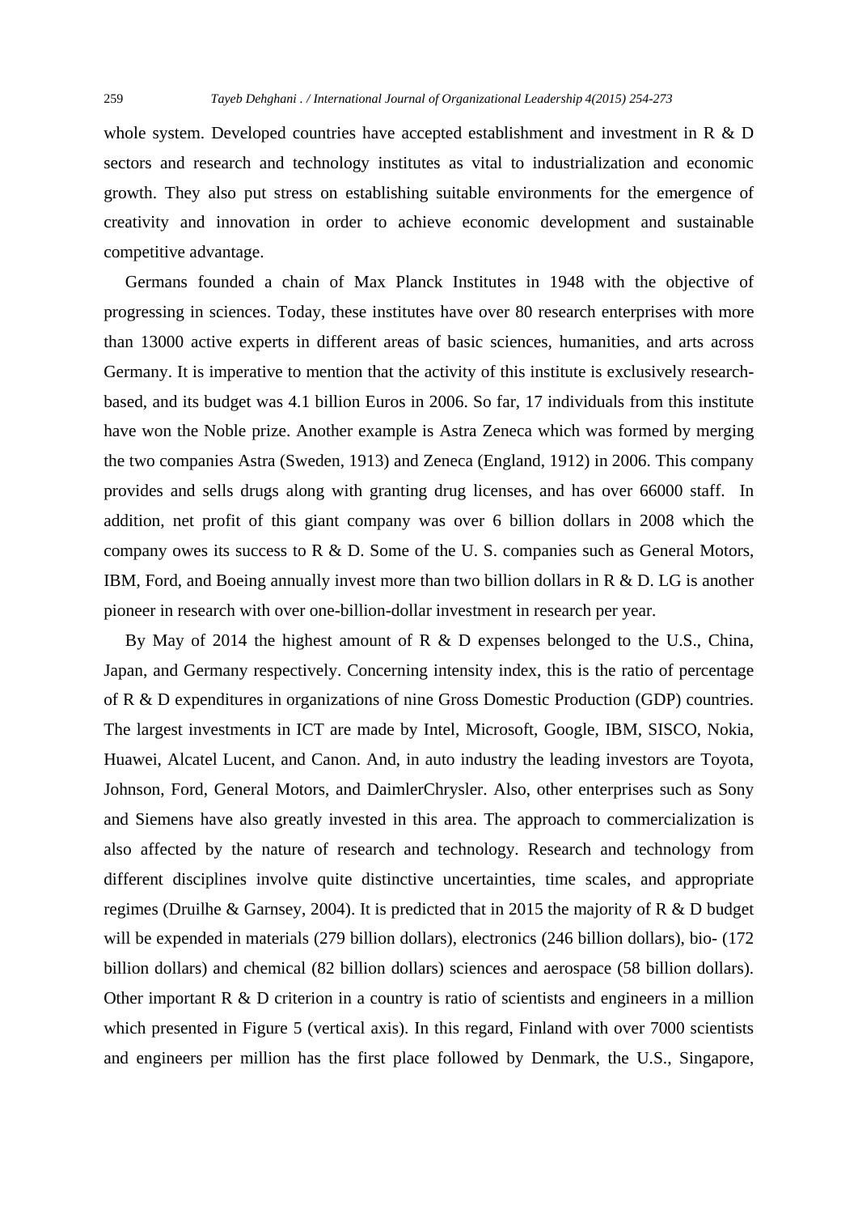whole system. Developed countries have accepted establishment and investment in R & D sectors and research and technology institutes as vital to industrialization and economic growth. They also put stress on establishing suitable environments for the emergence of creativity and innovation in order to achieve economic development and sustainable competitive advantage.

Germans founded a chain of Max Planck Institutes in 1948 with the objective of progressing in sciences. Today, these institutes have over 80 research enterprises with more than 13000 active experts in different areas of basic sciences, humanities, and arts across Germany. It is imperative to mention that the activity of this institute is exclusively research-based, and its budget was 4.1 billion Euros in 2006. So far, 17 individuals from this institute have won the Noble prize. Another example is Astra Zeneca which was formed by merging the two companies Astra (Sweden, 1913) and Zeneca (England, 1912) in 2006. This company provides and sells drugs along with granting drug licenses, and has over 66000 staff. In addition, net profit of this giant company was over 6 billion dollars in 2008 which the company owes its success to R & D. Some of the U. S. companies such as General Motors, IBM, Ford, and Boeing annually invest more than two billion dollars in R & D. LG is another pioneer in research with over one-billion-dollar investment in research per year.

By May of 2014 the highest amount of R & D expenses belonged to the U.S., China, Japan, and Germany respectively. Concerning intensity index, this is the ratio of percentage of R & D expenditures in organizations of nine Gross Domestic Production (GDP) countries. The largest investments in ICT are made by Intel, Microsoft, Google, IBM, SISCO, Nokia, Huawei, Alcatel Lucent, and Canon. And, in auto industry the leading investors are Toyota, Johnson, Ford, General Motors, and DaimlerChrysler. Also, other enterprises such as Sony and Siemens have also greatly invested in this area. The approach to commercialization is also affected by the nature of research and technology. Research and technology from different disciplines involve quite distinctive uncertainties, time scales, and appropriate regimes (Druilhe & Garnsey, 2004). It is predicted that in 2015 the majority of R & D budget will be expended in materials (279 billion dollars), electronics (246 billion dollars), bio- (172 billion dollars) and chemical (82 billion dollars) sciences and aerospace (58 billion dollars). Other important R & D criterion in a country is ratio of scientists and engineers in a million which presented in Figure 5 (vertical axis). In this regard, Finland with over 7000 scientists and engineers per million has the first place followed by Denmark, the U.S., Singapore,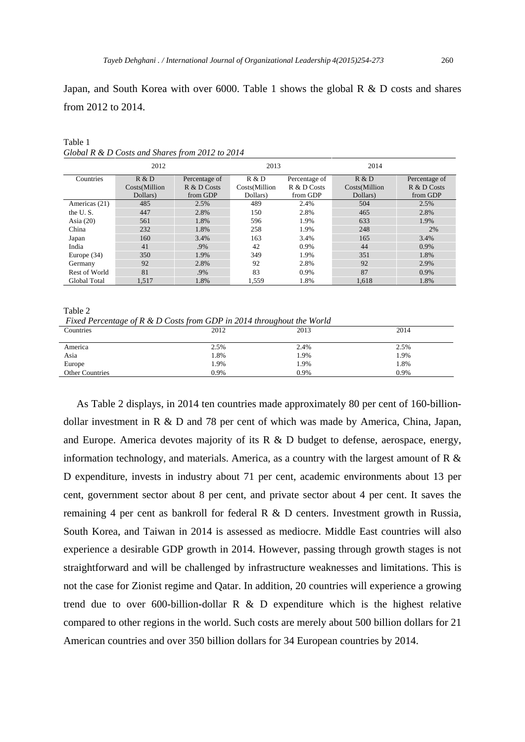Japan, and South Korea with over 6000. Table 1 shows the global R & D costs and shares from 2012 to 2014.

Table 1

*Global R & D Costs and Shares from 2012 to 2014*

| | 2012 | | 2013 | | 2014 | |
|---|---|---|---|---|---|---|
| Countries | R & D Costs(Million Dollars) | Percentage of R & D Costs from GDP | R & D Costs(Million Dollars) | Percentage of R & D Costs from GDP | R & D Costs(Million Dollars) | Percentage of R & D Costs from GDP |
| Americas (21) | 485 | 2.5% | 489 | 2.4% | 504 | 2.5% |
| the U. S. | 447 | 2.8% | 150 | 2.8% | 465 | 2.8% |
| Asia (20) | 561 | 1.8% | 596 | 1.9% | 633 | 1.9% |
| China | 232 | 1.8% | 258 | 1.9% | 248 | 2% |
| Japan | 160 | 3.4% | 163 | 3.4% | 165 | 3.4% |
| India | 41 | .9% | 42 | 0.9% | 44 | 0.9% |
| Europe (34) | 350 | 1.9% | 349 | 1.9% | 351 | 1.8% |
| Germany | 92 | 2.8% | 92 | 2.8% | 92 | 2.9% |
| Rest of World | 81 | .9% | 83 | 0.9% | 87 | 0.9% |
| Global Total | 1,517 | 1.8% | 1,559 | 1.8% | 1,618 | 1.8% |

Table 2

*Fixed Percentage of R & D Costs from GDP in 2014 throughout the World*

| Countries | 2012 | 2013 | 2014 |
|---|---|---|---|
| America | 2.5% | 2.4% | 2.5% |
| Asia | 1.8% | 1.9% | 1.9% |
| Europe | 1.9% | 1.9% | 1.8% |
| Other Countries | 0.9% | 0.9% | 0.9% |

As Table 2 displays, in 2014 ten countries made approximately 80 per cent of 160-billion-dollar investment in R & D and 78 per cent of which was made by America, China, Japan, and Europe. America devotes majority of its R & D budget to defense, aerospace, energy, information technology, and materials. America, as a country with the largest amount of R & D expenditure, invests in industry about 71 per cent, academic environments about 13 per cent, government sector about 8 per cent, and private sector about 4 per cent. It saves the remaining 4 per cent as bankroll for federal R & D centers. Investment growth in Russia, South Korea, and Taiwan in 2014 is assessed as mediocre. Middle East countries will also experience a desirable GDP growth in 2014. However, passing through growth stages is not straightforward and will be challenged by infrastructure weaknesses and limitations. This is not the case for Zionist regime and Qatar. In addition, 20 countries will experience a growing trend due to over 600-billion-dollar R & D expenditure which is the highest relative compared to other regions in the world. Such costs are merely about 500 billion dollars for 21 American countries and over 350 billion dollars for 34 European countries by 2014.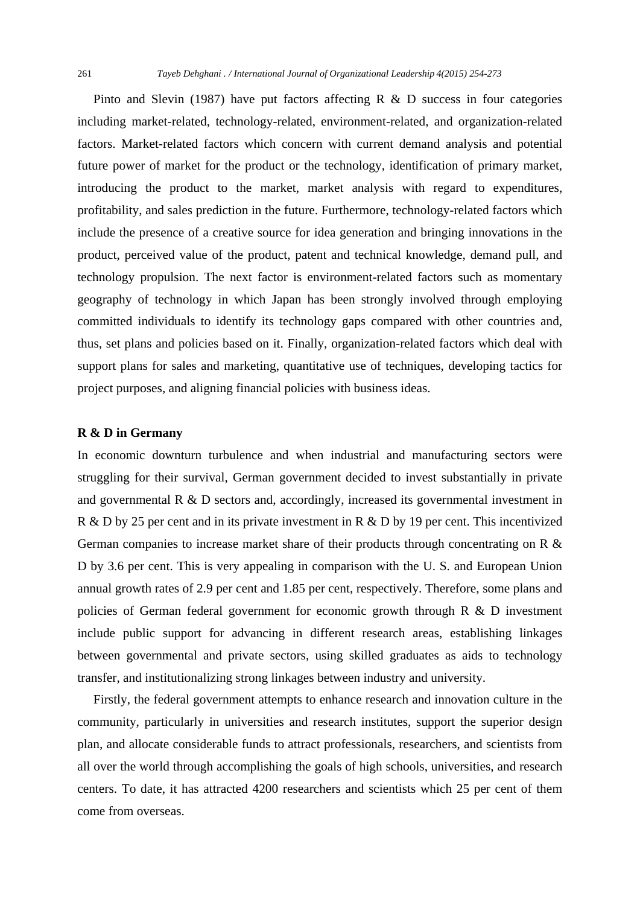Pinto and Slevin (1987) have put factors affecting R & D success in four categories including market-related, technology-related, environment-related, and organization-related factors. Market-related factors which concern with current demand analysis and potential future power of market for the product or the technology, identification of primary market, introducing the product to the market, market analysis with regard to expenditures, profitability, and sales prediction in the future. Furthermore, technology-related factors which include the presence of a creative source for idea generation and bringing innovations in the product, perceived value of the product, patent and technical knowledge, demand pull, and technology propulsion. The next factor is environment-related factors such as momentary geography of technology in which Japan has been strongly involved through employing committed individuals to identify its technology gaps compared with other countries and, thus, set plans and policies based on it. Finally, organization-related factors which deal with support plans for sales and marketing, quantitative use of techniques, developing tactics for project purposes, and aligning financial policies with business ideas.

**R & D in Germany**

In economic downturn turbulence and when industrial and manufacturing sectors were struggling for their survival, German government decided to invest substantially in private and governmental R & D sectors and, accordingly, increased its governmental investment in R & D by 25 per cent and in its private investment in R & D by 19 per cent. This incentivized German companies to increase market share of their products through concentrating on R & D by 3.6 per cent. This is very appealing in comparison with the U. S. and European Union annual growth rates of 2.9 per cent and 1.85 per cent, respectively. Therefore, some plans and policies of German federal government for economic growth through R & D investment include public support for advancing in different research areas, establishing linkages between governmental and private sectors, using skilled graduates as aids to technology transfer, and institutionalizing strong linkages between industry and university.

Firstly, the federal government attempts to enhance research and innovation culture in the community, particularly in universities and research institutes, support the superior design plan, and allocate considerable funds to attract professionals, researchers, and scientists from all over the world through accomplishing the goals of high schools, universities, and research centers. To date, it has attracted 4200 researchers and scientists which 25 per cent of them come from overseas.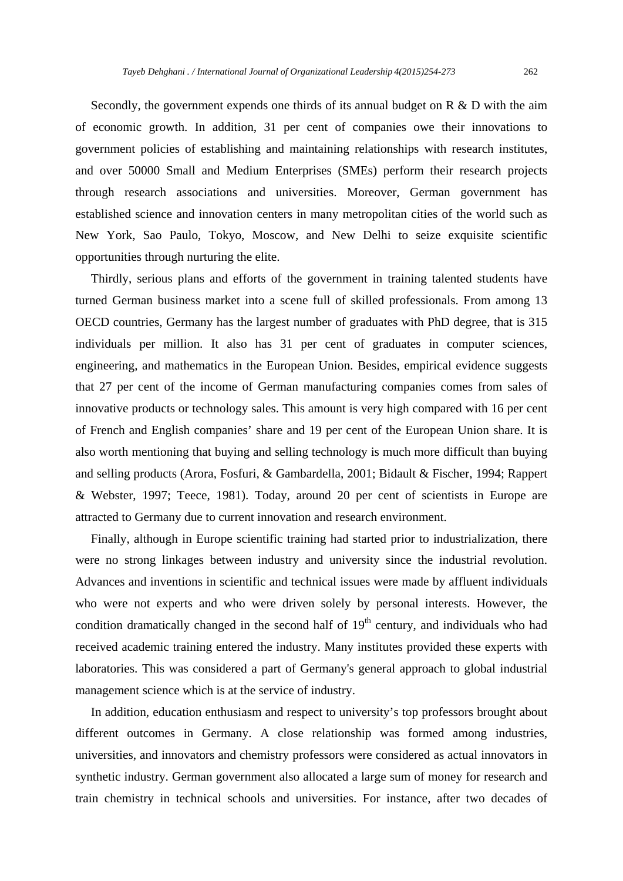Secondly, the government expends one thirds of its annual budget on R & D with the aim of economic growth. In addition, 31 per cent of companies owe their innovations to government policies of establishing and maintaining relationships with research institutes, and over 50000 Small and Medium Enterprises (SMEs) perform their research projects through research associations and universities. Moreover, German government has established science and innovation centers in many metropolitan cities of the world such as New York, Sao Paulo, Tokyo, Moscow, and New Delhi to seize exquisite scientific opportunities through nurturing the elite.

Thirdly, serious plans and efforts of the government in training talented students have turned German business market into a scene full of skilled professionals. From among 13 OECD countries, Germany has the largest number of graduates with PhD degree, that is 315 individuals per million. It also has 31 per cent of graduates in computer sciences, engineering, and mathematics in the European Union. Besides, empirical evidence suggests that 27 per cent of the income of German manufacturing companies comes from sales of innovative products or technology sales. This amount is very high compared with 16 per cent of French and English companies' share and 19 per cent of the European Union share. It is also worth mentioning that buying and selling technology is much more difficult than buying and selling products (Arora, Fosfuri, & Gambardella, 2001; Bidault & Fischer, 1994; Rappert & Webster, 1997; Teece, 1981). Today, around 20 per cent of scientists in Europe are attracted to Germany due to current innovation and research environment.

Finally, although in Europe scientific training had started prior to industrialization, there were no strong linkages between industry and university since the industrial revolution. Advances and inventions in scientific and technical issues were made by affluent individuals who were not experts and who were driven solely by personal interests. However, the condition dramatically changed in the second half of 19th century, and individuals who had received academic training entered the industry. Many institutes provided these experts with laboratories. This was considered a part of Germany's general approach to global industrial management science which is at the service of industry.

In addition, education enthusiasm and respect to university's top professors brought about different outcomes in Germany. A close relationship was formed among industries, universities, and innovators and chemistry professors were considered as actual innovators in synthetic industry. German government also allocated a large sum of money for research and train chemistry in technical schools and universities. For instance, after two decades of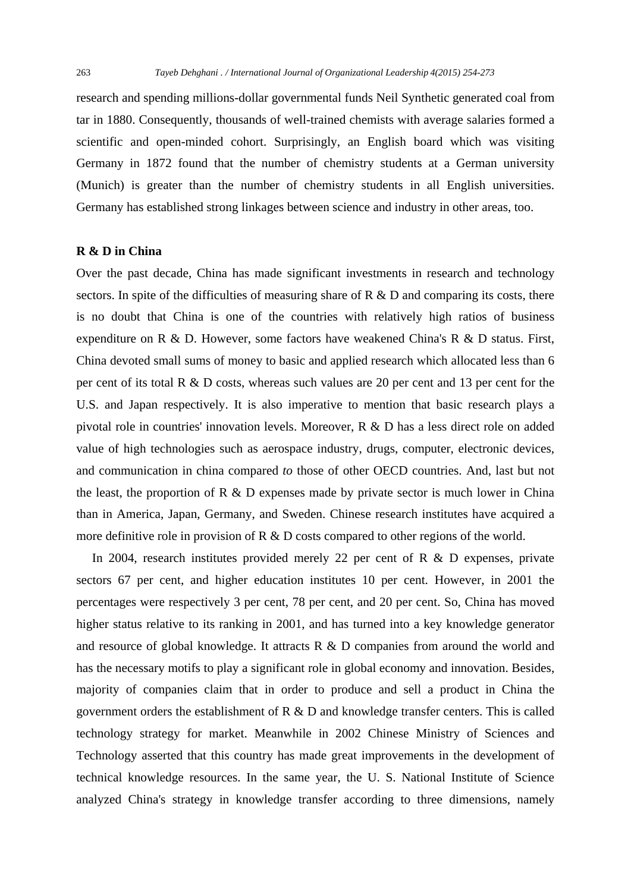research and spending millions-dollar governmental funds Neil Synthetic generated coal from tar in 1880. Consequently, thousands of well-trained chemists with average salaries formed a scientific and open-minded cohort. Surprisingly, an English board which was visiting Germany in 1872 found that the number of chemistry students at a German university (Munich) is greater than the number of chemistry students in all English universities. Germany has established strong linkages between science and industry in other areas, too.

**R & D in China**

Over the past decade, China has made significant investments in research and technology sectors. In spite of the difficulties of measuring share of R & D and comparing its costs, there is no doubt that China is one of the countries with relatively high ratios of business expenditure on R & D. However, some factors have weakened China's R & D status. First, China devoted small sums of money to basic and applied research which allocated less than 6 per cent of its total R & D costs, whereas such values are 20 per cent and 13 per cent for the U.S. and Japan respectively. It is also imperative to mention that basic research plays a pivotal role in countries' innovation levels. Moreover, R & D has a less direct role on added value of high technologies such as aerospace industry, drugs, computer, electronic devices, and communication in china compared *to* those of other OECD countries. And, last but not the least, the proportion of R & D expenses made by private sector is much lower in China than in America, Japan, Germany, and Sweden. Chinese research institutes have acquired a more definitive role in provision of R & D costs compared to other regions of the world.

In 2004, research institutes provided merely 22 per cent of R & D expenses, private sectors 67 per cent, and higher education institutes 10 per cent. However, in 2001 the percentages were respectively 3 per cent, 78 per cent, and 20 per cent. So, China has moved higher status relative to its ranking in 2001, and has turned into a key knowledge generator and resource of global knowledge. It attracts R & D companies from around the world and has the necessary motifs to play a significant role in global economy and innovation. Besides, majority of companies claim that in order to produce and sell a product in China the government orders the establishment of R & D and knowledge transfer centers. This is called technology strategy for market. Meanwhile in 2002 Chinese Ministry of Sciences and Technology asserted that this country has made great improvements in the development of technical knowledge resources. In the same year, the U. S. National Institute of Science analyzed China's strategy in knowledge transfer according to three dimensions, namely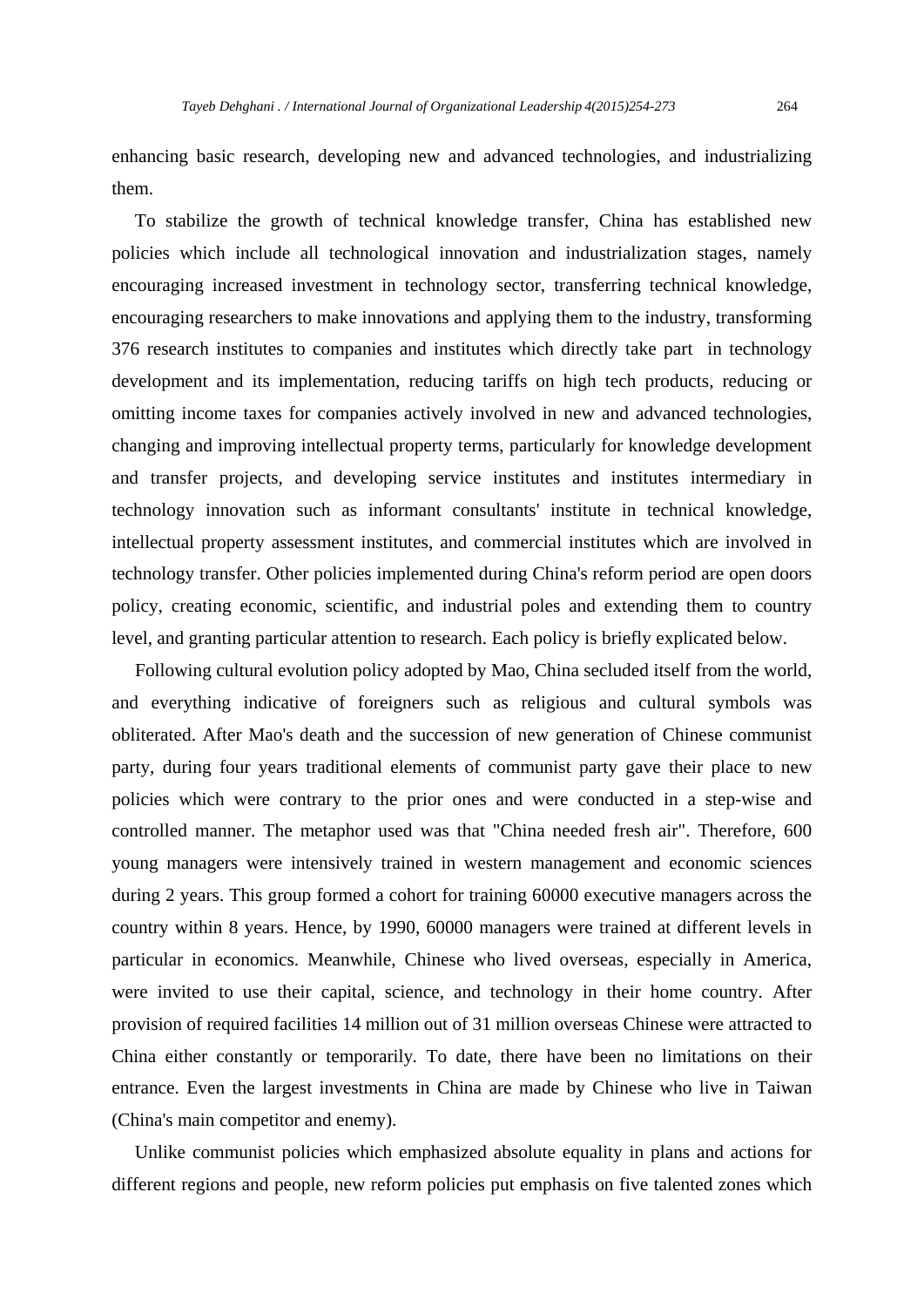enhancing basic research, developing new and advanced technologies, and industrializing them.

To stabilize the growth of technical knowledge transfer, China has established new policies which include all technological innovation and industrialization stages, namely encouraging increased investment in technology sector, transferring technical knowledge, encouraging researchers to make innovations and applying them to the industry, transforming 376 research institutes to companies and institutes which directly take part in technology development and its implementation, reducing tariffs on high tech products, reducing or omitting income taxes for companies actively involved in new and advanced technologies, changing and improving intellectual property terms, particularly for knowledge development and transfer projects, and developing service institutes and institutes intermediary in technology innovation such as informant consultants' institute in technical knowledge, intellectual property assessment institutes, and commercial institutes which are involved in technology transfer. Other policies implemented during China's reform period are open doors policy, creating economic, scientific, and industrial poles and extending them to country level, and granting particular attention to research. Each policy is briefly explicated below.

Following cultural evolution policy adopted by Mao, China secluded itself from the world, and everything indicative of foreigners such as religious and cultural symbols was obliterated. After Mao's death and the succession of new generation of Chinese communist party, during four years traditional elements of communist party gave their place to new policies which were contrary to the prior ones and were conducted in a step-wise and controlled manner. The metaphor used was that "China needed fresh air". Therefore, 600 young managers were intensively trained in western management and economic sciences during 2 years. This group formed a cohort for training 60000 executive managers across the country within 8 years. Hence, by 1990, 60000 managers were trained at different levels in particular in economics. Meanwhile, Chinese who lived overseas, especially in America, were invited to use their capital, science, and technology in their home country. After provision of required facilities 14 million out of 31 million overseas Chinese were attracted to China either constantly or temporarily. To date, there have been no limitations on their entrance. Even the largest investments in China are made by Chinese who live in Taiwan (China's main competitor and enemy).

Unlike communist policies which emphasized absolute equality in plans and actions for different regions and people, new reform policies put emphasis on five talented zones which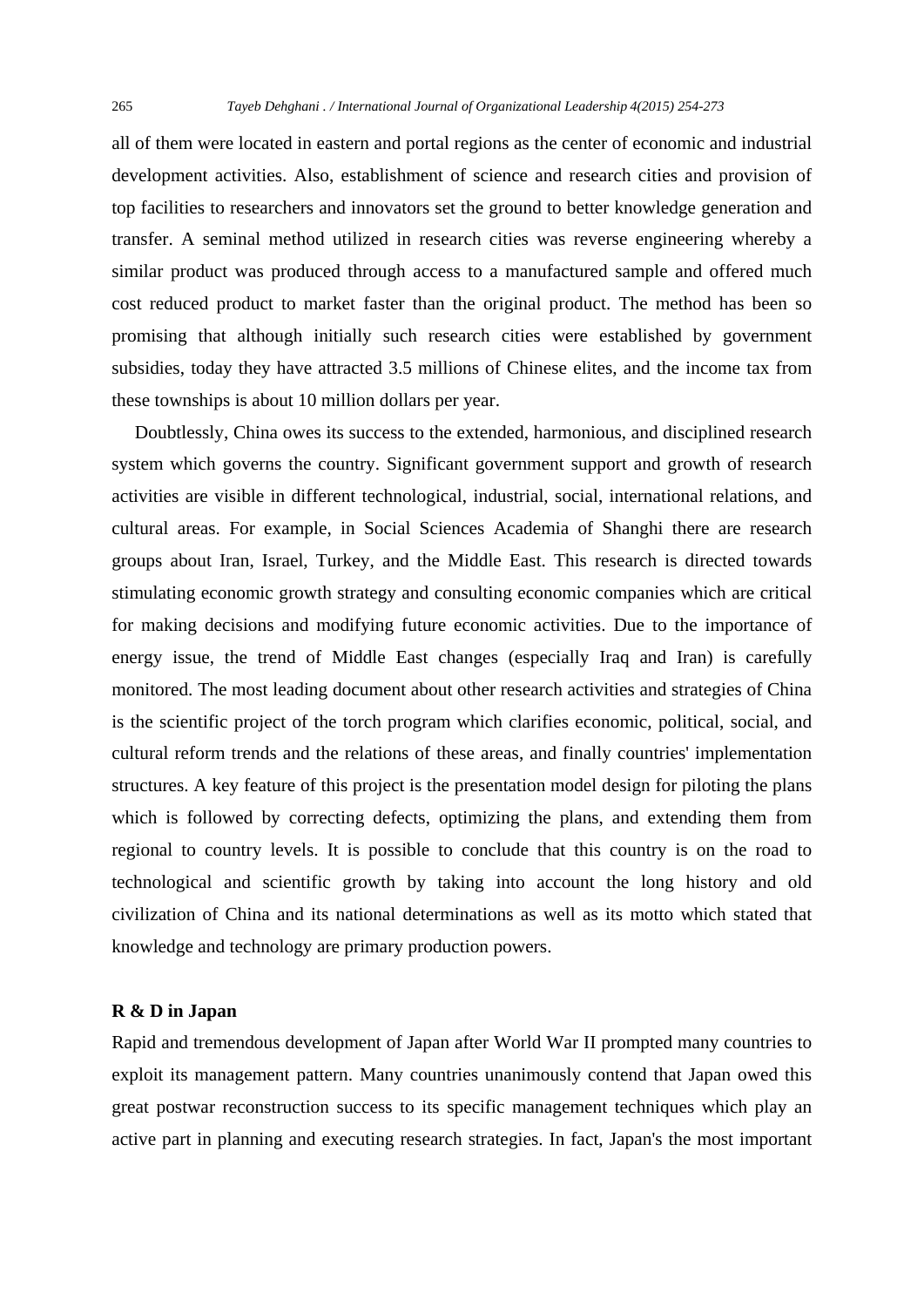all of them were located in eastern and portal regions as the center of economic and industrial development activities. Also, establishment of science and research cities and provision of top facilities to researchers and innovators set the ground to better knowledge generation and transfer. A seminal method utilized in research cities was reverse engineering whereby a similar product was produced through access to a manufactured sample and offered much cost reduced product to market faster than the original product. The method has been so promising that although initially such research cities were established by government subsidies, today they have attracted 3.5 millions of Chinese elites, and the income tax from these townships is about 10 million dollars per year.

Doubtlessly, China owes its success to the extended, harmonious, and disciplined research system which governs the country. Significant government support and growth of research activities are visible in different technological, industrial, social, international relations, and cultural areas. For example, in Social Sciences Academia of Shanghi there are research groups about Iran, Israel, Turkey, and the Middle East. This research is directed towards stimulating economic growth strategy and consulting economic companies which are critical for making decisions and modifying future economic activities. Due to the importance of energy issue, the trend of Middle East changes (especially Iraq and Iran) is carefully monitored. The most leading document about other research activities and strategies of China is the scientific project of the torch program which clarifies economic, political, social, and cultural reform trends and the relations of these areas, and finally countries' implementation structures. A key feature of this project is the presentation model design for piloting the plans which is followed by correcting defects, optimizing the plans, and extending them from regional to country levels. It is possible to conclude that this country is on the road to technological and scientific growth by taking into account the long history and old civilization of China and its national determinations as well as its motto which stated that knowledge and technology are primary production powers.

**R & D in Japan**

Rapid and tremendous development of Japan after World War II prompted many countries to exploit its management pattern. Many countries unanimously contend that Japan owed this great postwar reconstruction success to its specific management techniques which play an active part in planning and executing research strategies. In fact, Japan's the most important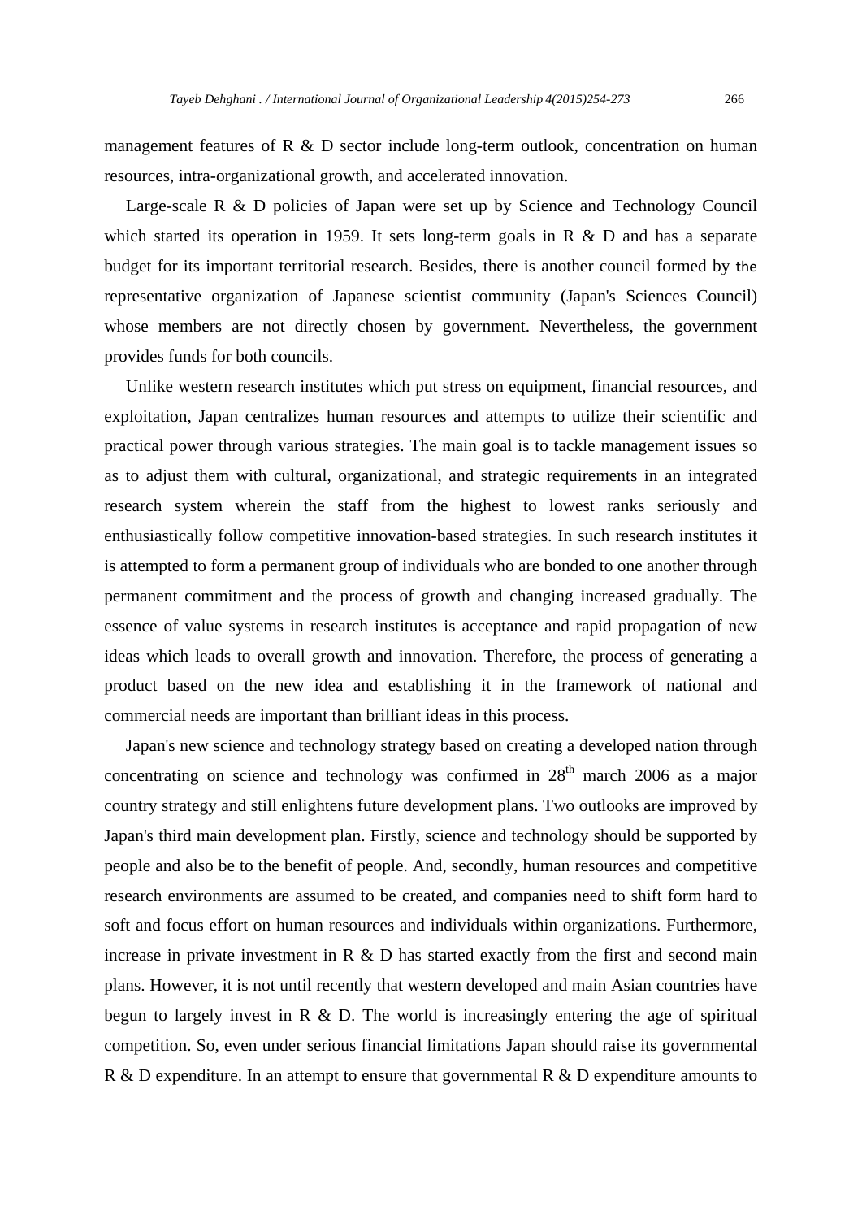management features of R & D sector include long-term outlook, concentration on human resources, intra-organizational growth, and accelerated innovation.

Large-scale R & D policies of Japan were set up by Science and Technology Council which started its operation in 1959. It sets long-term goals in R & D and has a separate budget for its important territorial research. Besides, there is another council formed by the representative organization of Japanese scientist community (Japan's Sciences Council) whose members are not directly chosen by government. Nevertheless, the government provides funds for both councils.

Unlike western research institutes which put stress on equipment, financial resources, and exploitation, Japan centralizes human resources and attempts to utilize their scientific and practical power through various strategies. The main goal is to tackle management issues so as to adjust them with cultural, organizational, and strategic requirements in an integrated research system wherein the staff from the highest to lowest ranks seriously and enthusiastically follow competitive innovation-based strategies. In such research institutes it is attempted to form a permanent group of individuals who are bonded to one another through permanent commitment and the process of growth and changing increased gradually. The essence of value systems in research institutes is acceptance and rapid propagation of new ideas which leads to overall growth and innovation. Therefore, the process of generating a product based on the new idea and establishing it in the framework of national and commercial needs are important than brilliant ideas in this process.

Japan's new science and technology strategy based on creating a developed nation through concentrating on science and technology was confirmed in 28th march 2006 as a major country strategy and still enlightens future development plans. Two outlooks are improved by Japan's third main development plan. Firstly, science and technology should be supported by people and also be to the benefit of people. And, secondly, human resources and competitive research environments are assumed to be created, and companies need to shift form hard to soft and focus effort on human resources and individuals within organizations. Furthermore, increase in private investment in R & D has started exactly from the first and second main plans. However, it is not until recently that western developed and main Asian countries have begun to largely invest in R & D. The world is increasingly entering the age of spiritual competition. So, even under serious financial limitations Japan should raise its governmental R & D expenditure. In an attempt to ensure that governmental R & D expenditure amounts to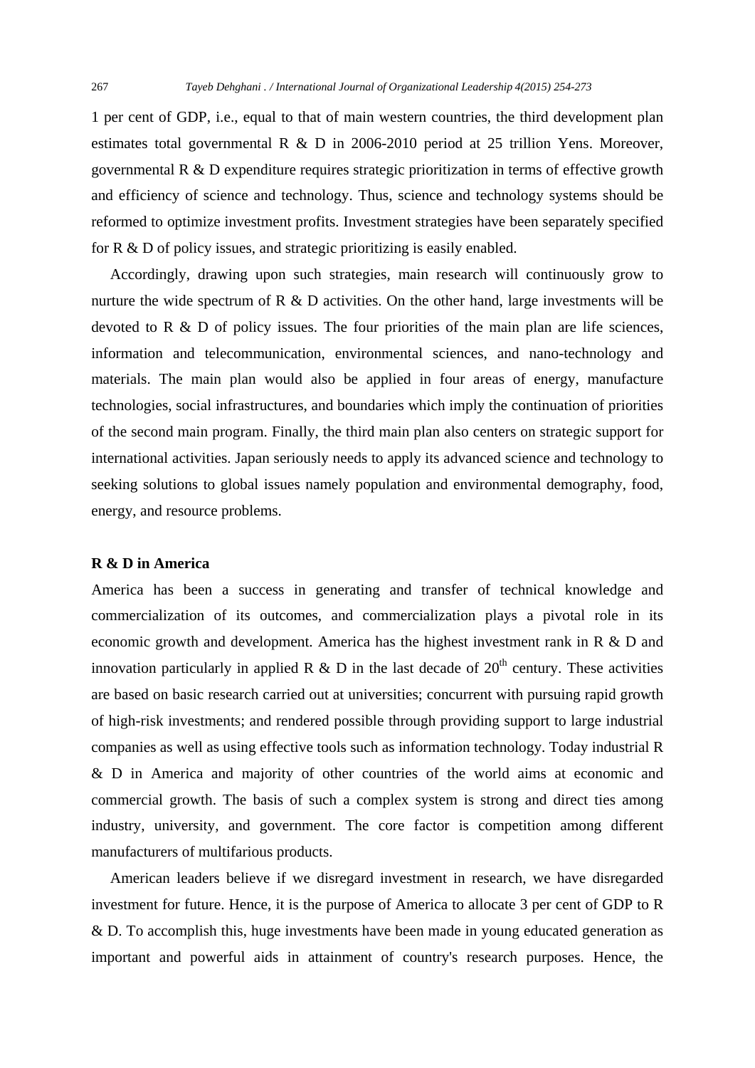1 per cent of GDP, i.e., equal to that of main western countries, the third development plan estimates total governmental R & D in 2006-2010 period at 25 trillion Yens. Moreover, governmental R & D expenditure requires strategic prioritization in terms of effective growth and efficiency of science and technology. Thus, science and technology systems should be reformed to optimize investment profits. Investment strategies have been separately specified for R & D of policy issues, and strategic prioritizing is easily enabled.

Accordingly, drawing upon such strategies, main research will continuously grow to nurture the wide spectrum of R & D activities. On the other hand, large investments will be devoted to R & D of policy issues. The four priorities of the main plan are life sciences, information and telecommunication, environmental sciences, and nano-technology and materials. The main plan would also be applied in four areas of energy, manufacture technologies, social infrastructures, and boundaries which imply the continuation of priorities of the second main program. Finally, the third main plan also centers on strategic support for international activities. Japan seriously needs to apply its advanced science and technology to seeking solutions to global issues namely population and environmental demography, food, energy, and resource problems.

**R & D in America**

America has been a success in generating and transfer of technical knowledge and commercialization of its outcomes, and commercialization plays a pivotal role in its economic growth and development. America has the highest investment rank in R & D and innovation particularly in applied R & D in the last decade of 20th century. These activities are based on basic research carried out at universities; concurrent with pursuing rapid growth of high-risk investments; and rendered possible through providing support to large industrial companies as well as using effective tools such as information technology. Today industrial R & D in America and majority of other countries of the world aims at economic and commercial growth. The basis of such a complex system is strong and direct ties among industry, university, and government. The core factor is competition among different manufacturers of multifarious products.

American leaders believe if we disregard investment in research, we have disregarded investment for future. Hence, it is the purpose of America to allocate 3 per cent of GDP to R & D. To accomplish this, huge investments have been made in young educated generation as important and powerful aids in attainment of country's research purposes. Hence, the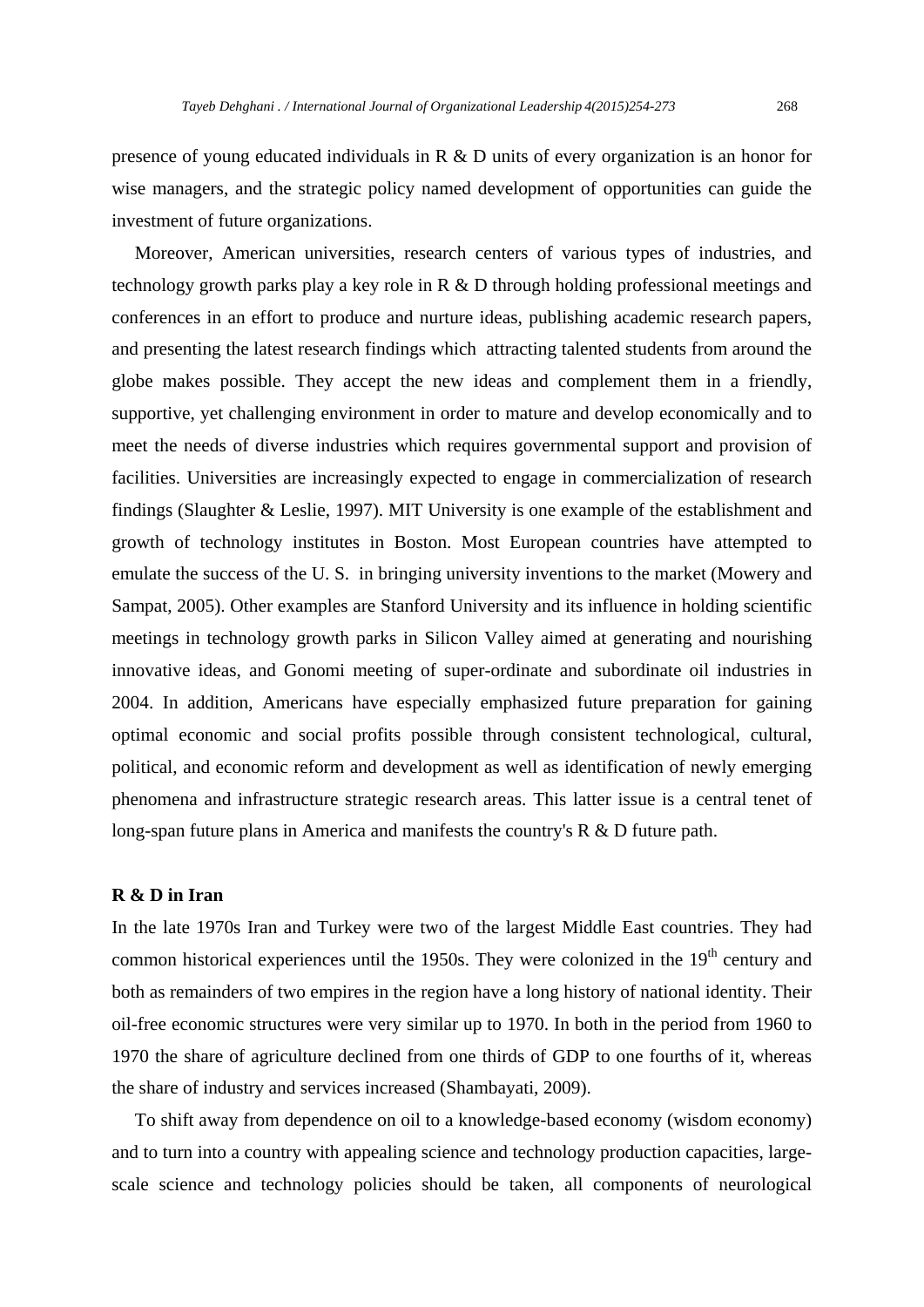presence of young educated individuals in R & D units of every organization is an honor for wise managers, and the strategic policy named development of opportunities can guide the investment of future organizations.

Moreover, American universities, research centers of various types of industries, and technology growth parks play a key role in R & D through holding professional meetings and conferences in an effort to produce and nurture ideas, publishing academic research papers, and presenting the latest research findings which attracting talented students from around the globe makes possible. They accept the new ideas and complement them in a friendly, supportive, yet challenging environment in order to mature and develop economically and to meet the needs of diverse industries which requires governmental support and provision of facilities. Universities are increasingly expected to engage in commercialization of research findings (Slaughter & Leslie, 1997). MIT University is one example of the establishment and growth of technology institutes in Boston. Most European countries have attempted to emulate the success of the U. S. in bringing university inventions to the market (Mowery and Sampat, 2005). Other examples are Stanford University and its influence in holding scientific meetings in technology growth parks in Silicon Valley aimed at generating and nourishing innovative ideas, and Gonomi meeting of super-ordinate and subordinate oil industries in 2004. In addition, Americans have especially emphasized future preparation for gaining optimal economic and social profits possible through consistent technological, cultural, political, and economic reform and development as well as identification of newly emerging phenomena and infrastructure strategic research areas. This latter issue is a central tenet of long-span future plans in America and manifests the country's R & D future path.

**R & D in Iran**

In the late 1970s Iran and Turkey were two of the largest Middle East countries. They had common historical experiences until the 1950s. They were colonized in the 19th century and both as remainders of two empires in the region have a long history of national identity. Their oil-free economic structures were very similar up to 1970. In both in the period from 1960 to 1970 the share of agriculture declined from one thirds of GDP to one fourths of it, whereas the share of industry and services increased (Shambayati, 2009).

To shift away from dependence on oil to a knowledge-based economy (wisdom economy) and to turn into a country with appealing science and technology production capacities, large-scale science and technology policies should be taken, all components of neurological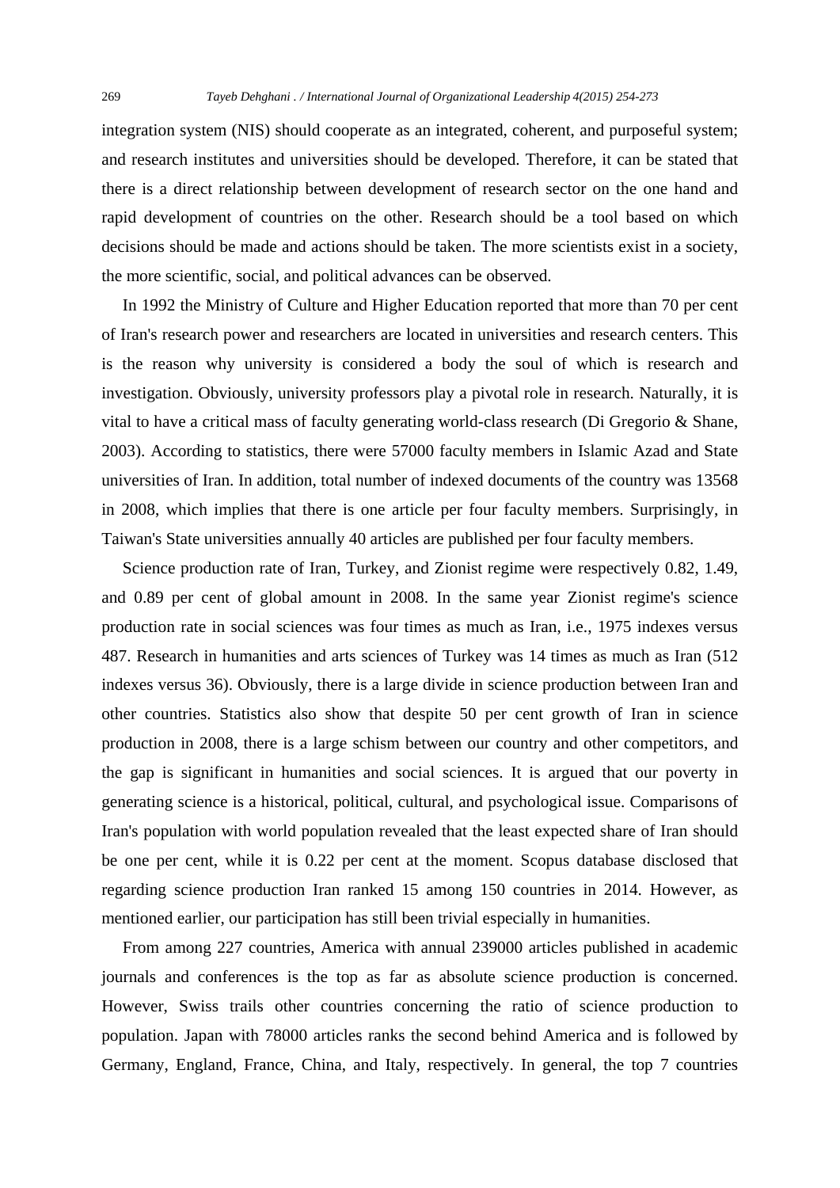integration system (NIS) should cooperate as an integrated, coherent, and purposeful system; and research institutes and universities should be developed. Therefore, it can be stated that there is a direct relationship between development of research sector on the one hand and rapid development of countries on the other. Research should be a tool based on which decisions should be made and actions should be taken. The more scientists exist in a society, the more scientific, social, and political advances can be observed.

In 1992 the Ministry of Culture and Higher Education reported that more than 70 per cent of Iran's research power and researchers are located in universities and research centers. This is the reason why university is considered a body the soul of which is research and investigation. Obviously, university professors play a pivotal role in research. Naturally, it is vital to have a critical mass of faculty generating world-class research (Di Gregorio & Shane, 2003). According to statistics, there were 57000 faculty members in Islamic Azad and State universities of Iran. In addition, total number of indexed documents of the country was 13568 in 2008, which implies that there is one article per four faculty members. Surprisingly, in Taiwan's State universities annually 40 articles are published per four faculty members.

Science production rate of Iran, Turkey, and Zionist regime were respectively 0.82, 1.49, and 0.89 per cent of global amount in 2008. In the same year Zionist regime's science production rate in social sciences was four times as much as Iran, i.e., 1975 indexes versus 487. Research in humanities and arts sciences of Turkey was 14 times as much as Iran (512 indexes versus 36). Obviously, there is a large divide in science production between Iran and other countries. Statistics also show that despite 50 per cent growth of Iran in science production in 2008, there is a large schism between our country and other competitors, and the gap is significant in humanities and social sciences. It is argued that our poverty in generating science is a historical, political, cultural, and psychological issue. Comparisons of Iran's population with world population revealed that the least expected share of Iran should be one per cent, while it is 0.22 per cent at the moment. Scopus database disclosed that regarding science production Iran ranked 15 among 150 countries in 2014. However, as mentioned earlier, our participation has still been trivial especially in humanities.

From among 227 countries, America with annual 239000 articles published in academic journals and conferences is the top as far as absolute science production is concerned. However, Swiss trails other countries concerning the ratio of science production to population. Japan with 78000 articles ranks the second behind America and is followed by Germany, England, France, China, and Italy, respectively. In general, the top 7 countries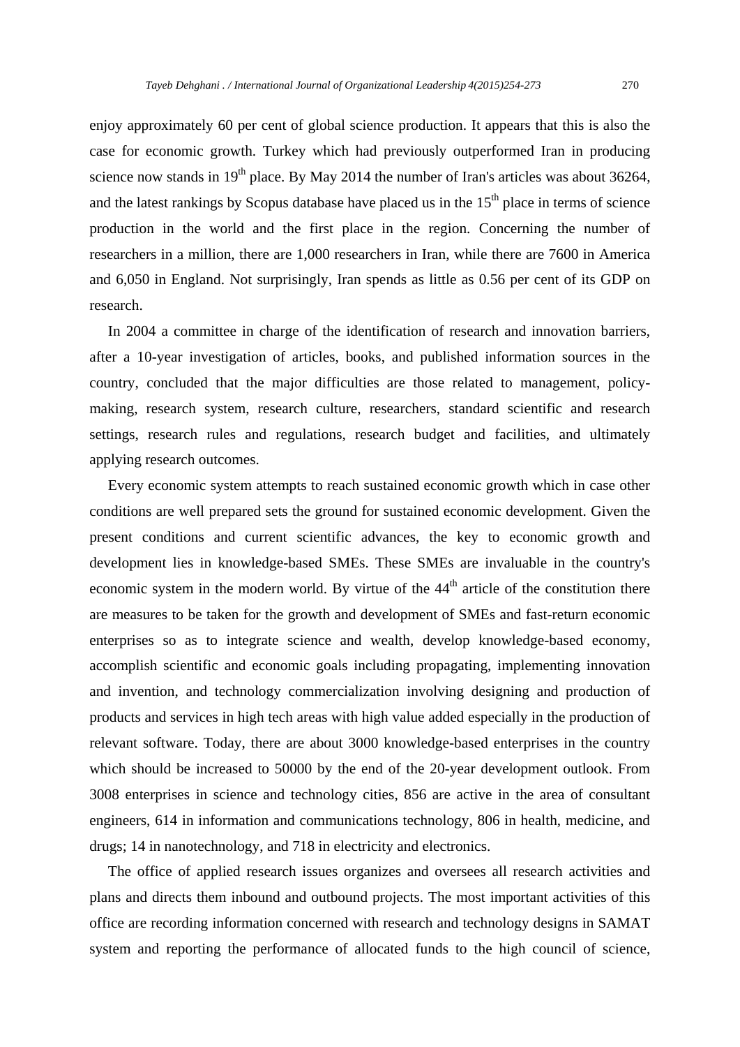enjoy approximately 60 per cent of global science production. It appears that this is also the case for economic growth. Turkey which had previously outperformed Iran in producing science now stands in 19th place. By May 2014 the number of Iran's articles was about 36264, and the latest rankings by Scopus database have placed us in the 15th place in terms of science production in the world and the first place in the region. Concerning the number of researchers in a million, there are 1,000 researchers in Iran, while there are 7600 in America and 6,050 in England. Not surprisingly, Iran spends as little as 0.56 per cent of its GDP on research.

In 2004 a committee in charge of the identification of research and innovation barriers, after a 10-year investigation of articles, books, and published information sources in the country, concluded that the major difficulties are those related to management, policy-making, research system, research culture, researchers, standard scientific and research settings, research rules and regulations, research budget and facilities, and ultimately applying research outcomes.

Every economic system attempts to reach sustained economic growth which in case other conditions are well prepared sets the ground for sustained economic development. Given the present conditions and current scientific advances, the key to economic growth and development lies in knowledge-based SMEs. These SMEs are invaluable in the country's economic system in the modern world. By virtue of the 44th article of the constitution there are measures to be taken for the growth and development of SMEs and fast-return economic enterprises so as to integrate science and wealth, develop knowledge-based economy, accomplish scientific and economic goals including propagating, implementing innovation and invention, and technology commercialization involving designing and production of products and services in high tech areas with high value added especially in the production of relevant software. Today, there are about 3000 knowledge-based enterprises in the country which should be increased to 50000 by the end of the 20-year development outlook. From 3008 enterprises in science and technology cities, 856 are active in the area of consultant engineers, 614 in information and communications technology, 806 in health, medicine, and drugs; 14 in nanotechnology, and 718 in electricity and electronics.

The office of applied research issues organizes and oversees all research activities and plans and directs them inbound and outbound projects. The most important activities of this office are recording information concerned with research and technology designs in SAMAT system and reporting the performance of allocated funds to the high council of science,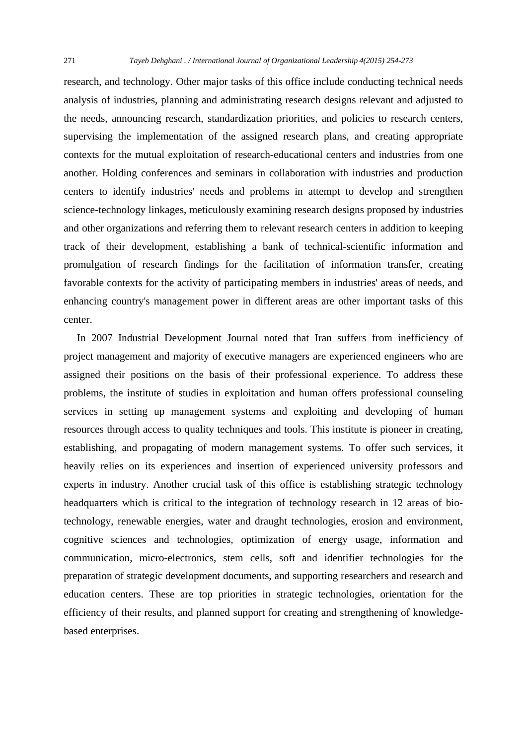research, and technology. Other major tasks of this office include conducting technical needs analysis of industries, planning and administrating research designs relevant and adjusted to the needs, announcing research, standardization priorities, and policies to research centers, supervising the implementation of the assigned research plans, and creating appropriate contexts for the mutual exploitation of research-educational centers and industries from one another. Holding conferences and seminars in collaboration with industries and production centers to identify industries' needs and problems in attempt to develop and strengthen science-technology linkages, meticulously examining research designs proposed by industries and other organizations and referring them to relevant research centers in addition to keeping track of their development, establishing a bank of technical-scientific information and promulgation of research findings for the facilitation of information transfer, creating favorable contexts for the activity of participating members in industries' areas of needs, and enhancing country's management power in different areas are other important tasks of this center.

In 2007 Industrial Development Journal noted that Iran suffers from inefficiency of project management and majority of executive managers are experienced engineers who are assigned their positions on the basis of their professional experience. To address these problems, the institute of studies in exploitation and human offers professional counseling services in setting up management systems and exploiting and developing of human resources through access to quality techniques and tools. This institute is pioneer in creating, establishing, and propagating of modern management systems. To offer such services, it heavily relies on its experiences and insertion of experienced university professors and experts in industry. Another crucial task of this office is establishing strategic technology headquarters which is critical to the integration of technology research in 12 areas of bio-technology, renewable energies, water and draught technologies, erosion and environment, cognitive sciences and technologies, optimization of energy usage, information and communication, micro-electronics, stem cells, soft and identifier technologies for the preparation of strategic development documents, and supporting researchers and research and education centers. These are top priorities in strategic technologies, orientation for the efficiency of their results, and planned support for creating and strengthening of knowledge-based enterprises.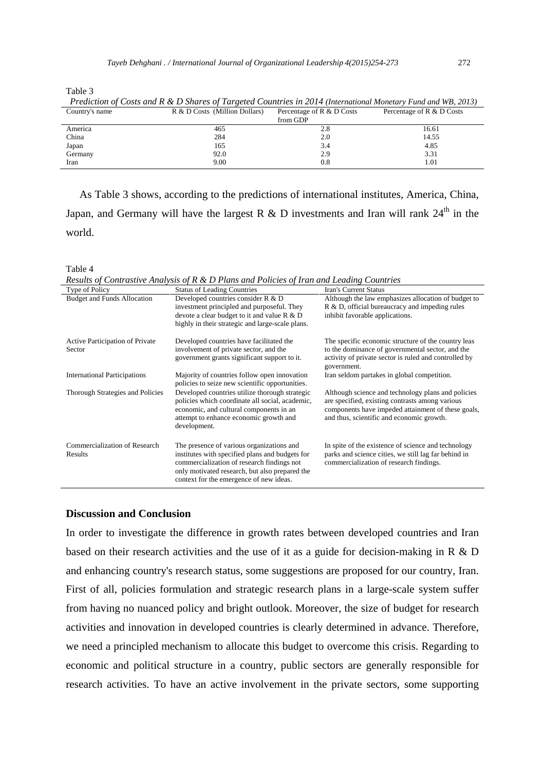Table 3

*Prediction of Costs and R & D Shares of Targeted Countries in 2014 (International Monetary Fund and WB, 2013)*

| Country's name | R & D Costs (Million Dollars) | Percentage of R & D Costs from GDP | Percentage of R & D Costs |
|---|---|---|---|
| America | 465 | 2.8 | 16.61 |
| China | 284 | 2.0 | 14.55 |
| Japan | 165 | 3.4 | 4.85 |
| Germany | 92.0 | 2.9 | 3.31 |
| Iran | 9.00 | 0.8 | 1.01 |

As Table 3 shows, according to the predictions of international institutes, America, China, Japan, and Germany will have the largest R & D investments and Iran will rank 24th in the world.

Table 4

*Results of Contrastive Analysis of R & D Plans and Policies of Iran and Leading Countries*

| Type of Policy | Status of Leading Countries | Iran's Current Status |
|---|---|---|
| Budget and Funds Allocation | Developed countries consider R & D investment principled and purposeful. They devote a clear budget to it and value R & D highly in their strategic and large-scale plans. | Although the law emphasizes allocation of budget to R & D, official bureaucracy and impeding rules inhibit favorable applications. |
| Active Participation of Private Sector | Developed countries have facilitated the involvement of private sector, and the government grants significant support to it. | The specific economic structure of the country leas to the dominance of governmental sector, and the activity of private sector is ruled and controlled by government. |
| International Participations | Majority of countries follow open innovation policies to seize new scientific opportunities. | Iran seldom partakes in global competition. |
| Thorough Strategies and Policies | Developed countries utilize thorough strategic policies which coordinate all social, academic, economic, and cultural components in an attempt to enhance economic growth and development. | Although science and technology plans and policies are specified, existing contrasts among various components have impeded attainment of these goals, and thus, scientific and economic growth. |
| Commercialization of Research Results | The presence of various organizations and institutes with specified plans and budgets for commercialization of research findings not only motivated research, but also prepared the context for the emergence of new ideas. | In spite of the existence of science and technology parks and science cities, we still lag far behind in commercialization of research findings. |

## Discussion and Conclusion

In order to investigate the difference in growth rates between developed countries and Iran based on their research activities and the use of it as a guide for decision-making in R & D and enhancing country's research status, some suggestions are proposed for our country, Iran. First of all, policies formulation and strategic research plans in a large-scale system suffer from having no nuanced policy and bright outlook. Moreover, the size of budget for research activities and innovation in developed countries is clearly determined in advance. Therefore, we need a principled mechanism to allocate this budget to overcome this crisis. Regarding to economic and political structure in a country, public sectors are generally responsible for research activities. To have an active involvement in the private sectors, some supporting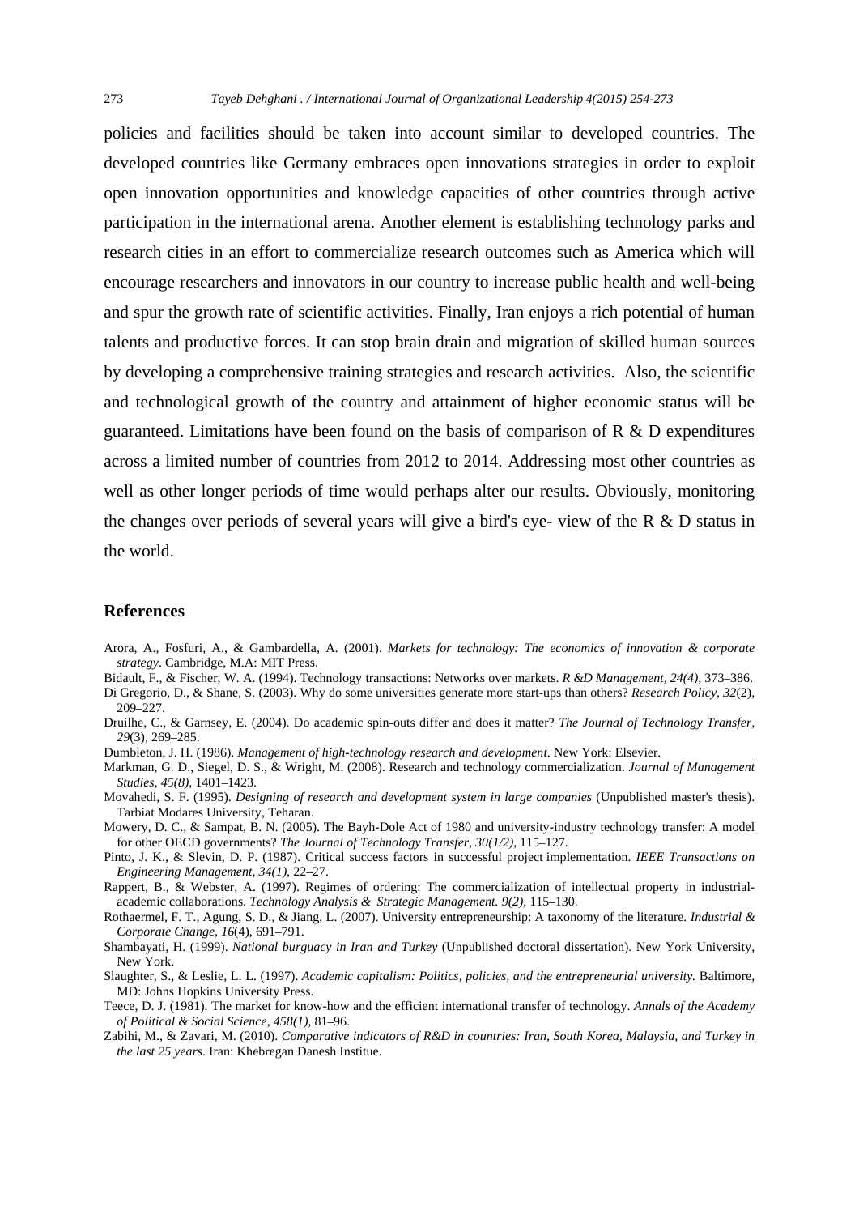policies and facilities should be taken into account similar to developed countries. The developed countries like Germany embraces open innovations strategies in order to exploit open innovation opportunities and knowledge capacities of other countries through active participation in the international arena. Another element is establishing technology parks and research cities in an effort to commercialize research outcomes such as America which will encourage researchers and innovators in our country to increase public health and well-being and spur the growth rate of scientific activities. Finally, Iran enjoys a rich potential of human talents and productive forces. It can stop brain drain and migration of skilled human sources by developing a comprehensive training strategies and research activities. Also, the scientific and technological growth of the country and attainment of higher economic status will be guaranteed. Limitations have been found on the basis of comparison of R & D expenditures across a limited number of countries from 2012 to 2014. Addressing most other countries as well as other longer periods of time would perhaps alter our results. Obviously, monitoring the changes over periods of several years will give a bird's eye- view of the R & D status in the world.

## References

Arora, A., Fosfuri, A., & Gambardella, A. (2001). *Markets for technology: The economics of innovation & corporate strategy*. Cambridge, M.A: MIT Press.

Bidault, F., & Fischer, W. A. (1994). Technology transactions: Networks over markets. *R &D Management, 24(4)*, 373–386.

Di Gregorio, D., & Shane, S. (2003). Why do some universities generate more start-ups than others? *Research Policy, 32*(2), 209–227.

Druilhe, C., & Garnsey, E. (2004). Do academic spin-outs differ and does it matter? *The Journal of Technology Transfer, 29*(3), 269–285.

Dumbleton, J. H. (1986). *Management of high-technology research and development*. New York: Elsevier.

Markman, G. D., Siegel, D. S., & Wright, M. (2008). Research and technology commercialization. *Journal of Management Studies, 45(8)*, 1401–1423.

Movahedi, S. F. (1995). *Designing of research and development system in large companies* (Unpublished master's thesis). Tarbiat Modares University, Teharan.

Mowery, D. C., & Sampat, B. N. (2005). The Bayh-Dole Act of 1980 and university-industry technology transfer: A model for other OECD governments? *The Journal of Technology Transfer, 30(1/2),* 115–127.

Pinto, J. K., & Slevin, D. P. (1987). Critical success factors in successful project implementation. *IEEE Transactions on Engineering Management, 34(1)*, 22–27.

Rappert, B., & Webster, A. (1997). Regimes of ordering: The commercialization of intellectual property in industrial-academic collaborations. *Technology Analysis & Strategic Management. 9(2),* 115–130.

Rothaermel, F. T., Agung, S. D., & Jiang, L. (2007). University entrepreneurship: A taxonomy of the literature. *Industrial & Corporate Change, 16*(4), 691–791.

Shambayati, H. (1999). *National burguacy in Iran and Turkey* (Unpublished doctoral dissertation). New York University, New York.

Slaughter, S., & Leslie, L. L. (1997). *Academic capitalism: Politics, policies, and the entrepreneurial university.* Baltimore, MD: Johns Hopkins University Press.

Teece, D. J. (1981). The market for know-how and the efficient international transfer of technology. *Annals of the Academy of Political & Social Science, 458(1),* 81–96.

Zabihi, M., & Zavari, M. (2010). *Comparative indicators of R&D in countries: Iran, South Korea, Malaysia, and Turkey in the last 25 years*. Iran: Khebregan Danesh Institue.